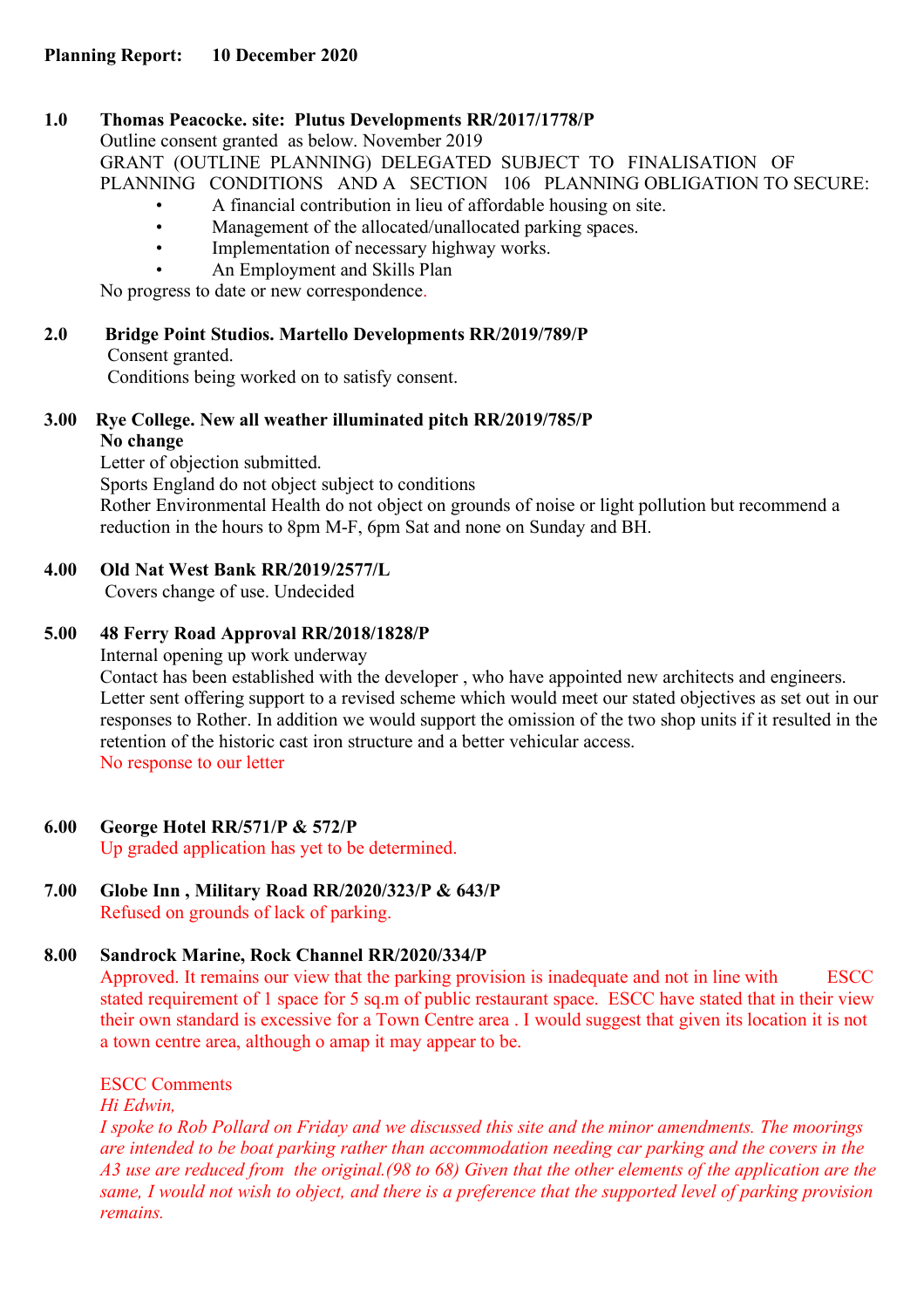**Planning Report: 10 December 2020**

**1.0 Thomas Peacocke. site: Plutus Developments RR/2017/1778/P**

Outline consent granted as below. November 2019

GRANT (OUTLINE PLANNING) DELEGATED SUBJECT TO FINALISATION OF PLANNING CONDITIONS AND A SECTION 106 PLANNING OBLIGATION TO SECURE:

- A financial contribution in lieu of affordable housing on site.
- Management of the allocated/unallocated parking spaces.
- Implementation of necessary highway works.
- An Employment and Skills Plan

No progress to date or new correspondence.

**2.0 Bridge Point Studios. Martello Developments RR/2019/789/P**

Consent granted.

Conditions being worked on to satisfy consent.

**3.00 Rye College. New all weather illuminated pitch RR/2019/785/P**

**No change**

Letter of objection submitted.

Sports England do not object subject to conditions

Rother Environmental Health do not object on grounds of noise or light pollution but recommend a reduction in the hours to 8pm M-F, 6pm Sat and none on Sunday and BH.

**4.00 Old Nat West Bank RR/2019/2577/L**

Covers change of use. Undecided

**5.00 48 Ferry Road Approval RR/2018/1828/P**

Internal opening up work underway

Contact has been established with the developer , who have appointed new architects and engineers. Letter sent offering support to a revised scheme which would meet our stated objectives as set out in our responses to Rother. In addition we would support the omission of the two shop units if it resulted in the retention of the historic cast iron structure and a better vehicular access.

No response to our letter

**6.00 George Hotel RR/571/P & 572/P**

Up graded application has yet to be determined.

**7.00 Globe Inn , Military Road RR/2020/323/P & 643/P**

Refused on grounds of lack of parking.

**8.00 Sandrock Marine, Rock Channel RR/2020/334/P**

Approved. It remains our view that the parking provision is inadequate and not in line with ESCC stated requirement of 1 space for 5 sq.m of public restaurant space. ESCC have stated that in their view their own standard is excessive for a Town Centre area . I would suggest that given its location it is not a town centre area, although o amap it may appear to be.

ESCC Comments

*Hi Edwin,*

*I spoke to Rob Pollard on Friday and we discussed this site and the minor amendments. The moorings are intended to be boat parking rather than accommodation needing car parking and the covers in the A3 use are reduced from the original.(98 to 68) Given that the other elements of the application are the same, I would not wish to object, and there is a preference that the supported level of parking provision remains.*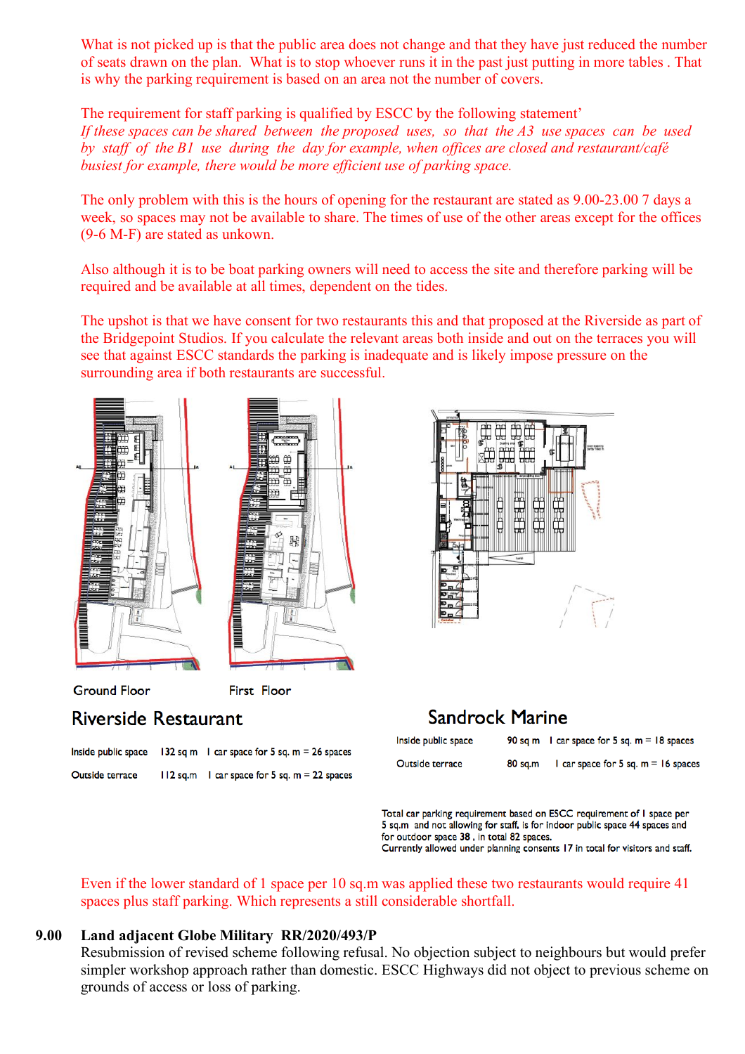What is not picked up is that the public area does not change and that they have just reduced the number of seats drawn on the plan. What is to stop whoever runs it in the past just putting in more tables . That is why the parking requirement is based on an area not the number of covers.

The requirement for staff parking is qualified by ESCC by the following statement'
*If these spaces can be shared between the proposed uses, so that the A3 use spaces can be used by staff of the B1 use during the day for example, when offices are closed and restaurant/café busiest for example, there would be more efficient use of parking space.*

The only problem with this is the hours of opening for the restaurant are stated as 9.00-23.00 7 days a week, so spaces may not be available to share. The times of use of the other areas except for the offices (9-6 M-F) are stated as unkown.

Also although it is to be boat parking owners will need to access the site and therefore parking will be required and be available at all times, dependent on the tides.

The upshot is that we have consent for two restaurants this and that proposed at the Riverside as part of the Bridgepoint Studios. If you calculate the relevant areas both inside and out on the terraces you will see that against ESCC standards the parking is inadequate and is likely impose pressure on the surrounding area if both restaurants are successful.

Ground Floor    First Floor

**Riverside Restaurant**

| | | |
|---|---|---|
| Inside public space | 132 sq m | 1 car space for 5 sq. m = 26 spaces |
| Outside terrace | 112 sq.m | 1 car space for 5 sq. m = 22 spaces |

**Sandrock Marine**

| | | |
|---|---|---|
| Inside public space | 90 sq m | 1 car space for 5 sq. m = 18 spaces |
| Outside terrace | 80 sq.m | 1 car space for 5 sq. m = 16 spaces |

Total car parking requirement based on ESCC requirement of 1 space per 5 sq.m and not allowing for staff, is for indoor public space 44 spaces and for outdoor space 38 , in total 82 spaces.
Currently allowed under planning consents 17 in total for visitors and staff.

Even if the lower standard of 1 space per 10 sq.m was applied these two restaurants would require 41 spaces plus staff parking. Which represents a still considerable shortfall.

**9.00 Land adjacent Globe Military RR/2020/493/P**

Resubmission of revised scheme following refusal. No objection subject to neighbours but would prefer simpler workshop approach rather than domestic. ESCC Highways did not object to previous scheme on grounds of access or loss of parking.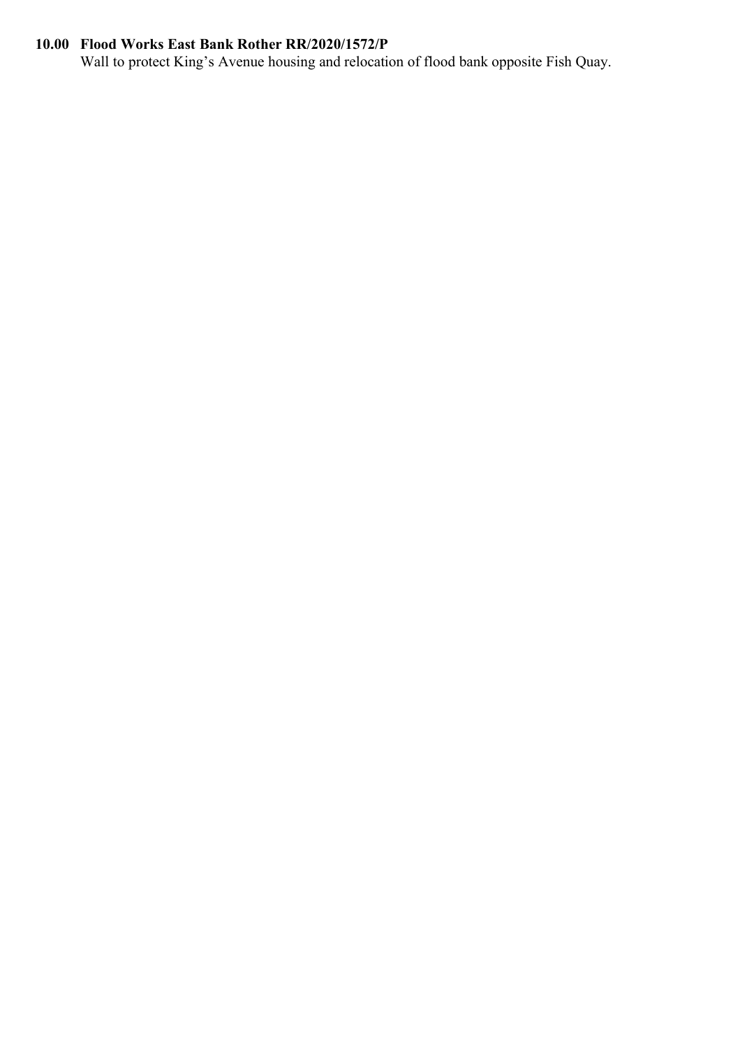**10.00 Flood Works East Bank Rother RR/2020/1572/P**

Wall to protect King's Avenue housing and relocation of flood bank opposite Fish Quay.